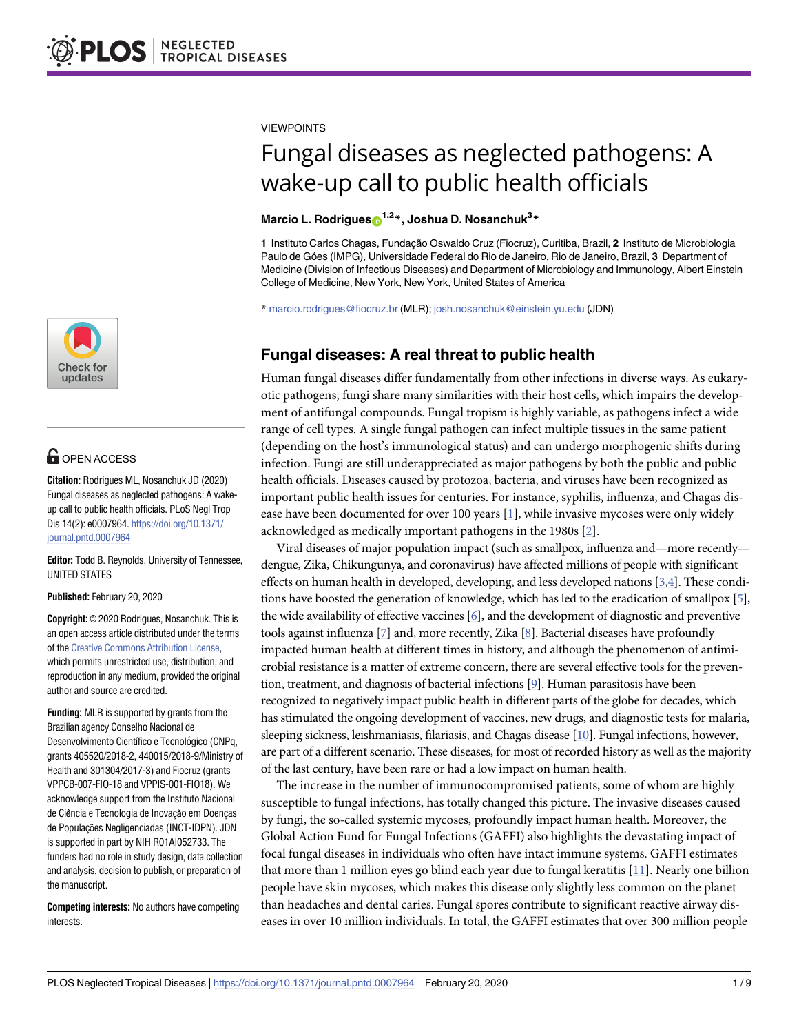VIEWPOINTS

# Fungal diseases as neglected pathogens: A wake-up call to public health officials

**Marcio L. Rodrigues[1,2]*, Joshua D. Nosanchuk[3]***

**1** Instituto Carlos Chagas, Fundação Oswaldo Cruz (Fiocruz), Curitiba, Brazil, **2** Instituto de Microbiologia Paulo de Góes (IMPG), Universidade Federal do Rio de Janeiro, Rio de Janeiro, Brazil, **3** Department of Medicine (Division of Infectious Diseases) and Department of Microbiology and Immunology, Albert Einstein College of Medicine, New York, New York, United States of America

* marcio.rodrigues@fiocruz.br (MLR); josh.nosanchuk@einstein.yu.edu (JDN)

OPEN ACCESS

**Citation:** Rodrigues ML, Nosanchuk JD (2020) Fungal diseases as neglected pathogens: A wake-up call to public health officials. PLoS Negl Trop Dis 14(2): e0007964. https://doi.org/10.1371/journal.pntd.0007964

**Editor:** Todd B. Reynolds, University of Tennessee, UNITED STATES

**Published:** February 20, 2020

**Copyright:** © 2020 Rodrigues, Nosanchuk. This is an open access article distributed under the terms of the Creative Commons Attribution License, which permits unrestricted use, distribution, and reproduction in any medium, provided the original author and source are credited.

**Funding:** MLR is supported by grants from the Brazilian agency Conselho Nacional de Desenvolvimento Científico e Tecnológico (CNPq, grants 405520/2018-2, 440015/2018-9/Ministry of Health and 301304/2017-3) and Fiocruz (grants VPPCB-007-FIO-18 and VPPIS-001-FIO18). We acknowledge support from the Instituto Nacional de Ciência e Tecnologia de Inovação em Doenças de Populações Negligenciadas (INCT-IDPN). JDN is supported in part by NIH R01AI052733. The funders had no role in study design, data collection and analysis, decision to publish, or preparation of the manuscript.

**Competing interests:** No authors have competing interests.

## Fungal diseases: A real threat to public health

Human fungal diseases differ fundamentally from other infections in diverse ways. As eukaryotic pathogens, fungi share many similarities with their host cells, which impairs the development of antifungal compounds. Fungal tropism is highly variable, as pathogens infect a wide range of cell types. A single fungal pathogen can infect multiple tissues in the same patient (depending on the host's immunological status) and can undergo morphogenic shifts during infection. Fungi are still underappreciated as major pathogens by both the public and public health officials. Diseases caused by protozoa, bacteria, and viruses have been recognized as important public health issues for centuries. For instance, syphilis, influenza, and Chagas disease have been documented for over 100 years [1], while invasive mycoses were only widely acknowledged as medically important pathogens in the 1980s [2].

Viral diseases of major population impact (such as smallpox, influenza and—more recently—dengue, Zika, Chikungunya, and coronavirus) have affected millions of people with significant effects on human health in developed, developing, and less developed nations [3,4]. These conditions have boosted the generation of knowledge, which has led to the eradication of smallpox [5], the wide availability of effective vaccines [6], and the development of diagnostic and preventive tools against influenza [7] and, more recently, Zika [8]. Bacterial diseases have profoundly impacted human health at different times in history, and although the phenomenon of antimicrobial resistance is a matter of extreme concern, there are several effective tools for the prevention, treatment, and diagnosis of bacterial infections [9]. Human parasitosis have been recognized to negatively impact public health in different parts of the globe for decades, which has stimulated the ongoing development of vaccines, new drugs, and diagnostic tests for malaria, sleeping sickness, leishmaniasis, filariasis, and Chagas disease [10]. Fungal infections, however, are part of a different scenario. These diseases, for most of recorded history as well as the majority of the last century, have been rare or had a low impact on human health.

The increase in the number of immunocompromised patients, some of whom are highly susceptible to fungal infections, has totally changed this picture. The invasive diseases caused by fungi, the so-called systemic mycoses, profoundly impact human health. Moreover, the Global Action Fund for Fungal Infections (GAFFI) also highlights the devastating impact of focal fungal diseases in individuals who often have intact immune systems. GAFFI estimates that more than 1 million eyes go blind each year due to fungal keratitis [11]. Nearly one billion people have skin mycoses, which makes this disease only slightly less common on the planet than headaches and dental caries. Fungal spores contribute to significant reactive airway diseases in over 10 million individuals. In total, the GAFFI estimates that over 300 million people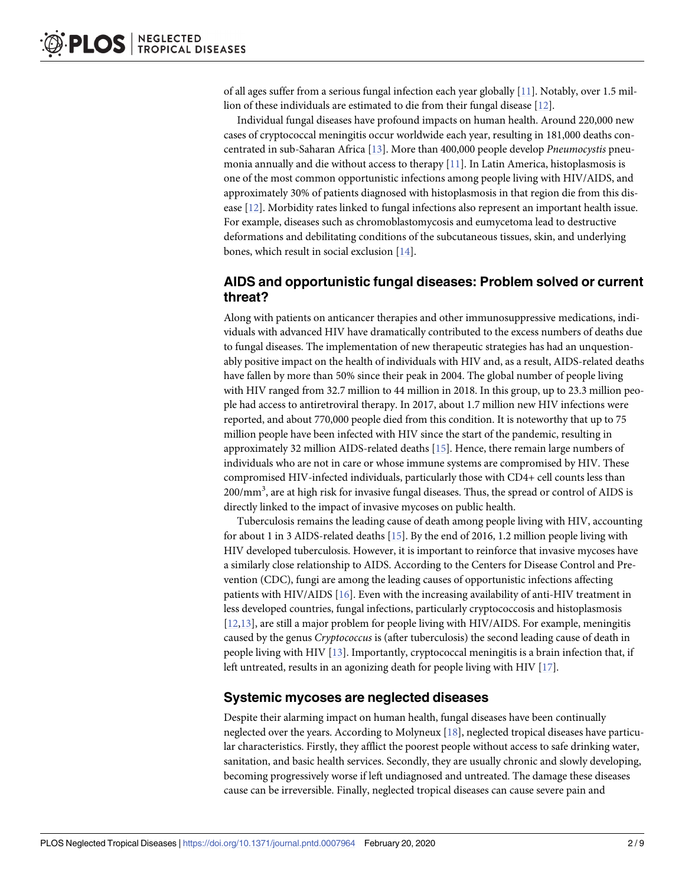of all ages suffer from a serious fungal infection each year globally [11]. Notably, over 1.5 million of these individuals are estimated to die from their fungal disease [12].

Individual fungal diseases have profound impacts on human health. Around 220,000 new cases of cryptococcal meningitis occur worldwide each year, resulting in 181,000 deaths concentrated in sub-Saharan Africa [13]. More than 400,000 people develop *Pneumocystis* pneumonia annually and die without access to therapy [11]. In Latin America, histoplasmosis is one of the most common opportunistic infections among people living with HIV/AIDS, and approximately 30% of patients diagnosed with histoplasmosis in that region die from this disease [12]. Morbidity rates linked to fungal infections also represent an important health issue. For example, diseases such as chromoblastomycosis and eumycetoma lead to destructive deformations and debilitating conditions of the subcutaneous tissues, skin, and underlying bones, which result in social exclusion [14].

## AIDS and opportunistic fungal diseases: Problem solved or current threat?

Along with patients on anticancer therapies and other immunosuppressive medications, individuals with advanced HIV have dramatically contributed to the excess numbers of deaths due to fungal diseases. The implementation of new therapeutic strategies has had an unquestionably positive impact on the health of individuals with HIV and, as a result, AIDS-related deaths have fallen by more than 50% since their peak in 2004. The global number of people living with HIV ranged from 32.7 million to 44 million in 2018. In this group, up to 23.3 million people had access to antiretroviral therapy. In 2017, about 1.7 million new HIV infections were reported, and about 770,000 people died from this condition. It is noteworthy that up to 75 million people have been infected with HIV since the start of the pandemic, resulting in approximately 32 million AIDS-related deaths [15]. Hence, there remain large numbers of individuals who are not in care or whose immune systems are compromised by HIV. These compromised HIV-infected individuals, particularly those with CD4+ cell counts less than $200/mm^3$, are at high risk for invasive fungal diseases. Thus, the spread or control of AIDS is directly linked to the impact of invasive mycoses on public health.

Tuberculosis remains the leading cause of death among people living with HIV, accounting for about 1 in 3 AIDS-related deaths [15]. By the end of 2016, 1.2 million people living with HIV developed tuberculosis. However, it is important to reinforce that invasive mycoses have a similarly close relationship to AIDS. According to the Centers for Disease Control and Prevention (CDC), fungi are among the leading causes of opportunistic infections affecting patients with HIV/AIDS [16]. Even with the increasing availability of anti-HIV treatment in less developed countries, fungal infections, particularly cryptococcosis and histoplasmosis [12,13], are still a major problem for people living with HIV/AIDS. For example, meningitis caused by the genus *Cryptococcus* is (after tuberculosis) the second leading cause of death in people living with HIV [13]. Importantly, cryptococcal meningitis is a brain infection that, if left untreated, results in an agonizing death for people living with HIV [17].

## Systemic mycoses are neglected diseases

Despite their alarming impact on human health, fungal diseases have been continually neglected over the years. According to Molyneux [18], neglected tropical diseases have particular characteristics. Firstly, they afflict the poorest people without access to safe drinking water, sanitation, and basic health services. Secondly, they are usually chronic and slowly developing, becoming progressively worse if left undiagnosed and untreated. The damage these diseases cause can be irreversible. Finally, neglected tropical diseases can cause severe pain and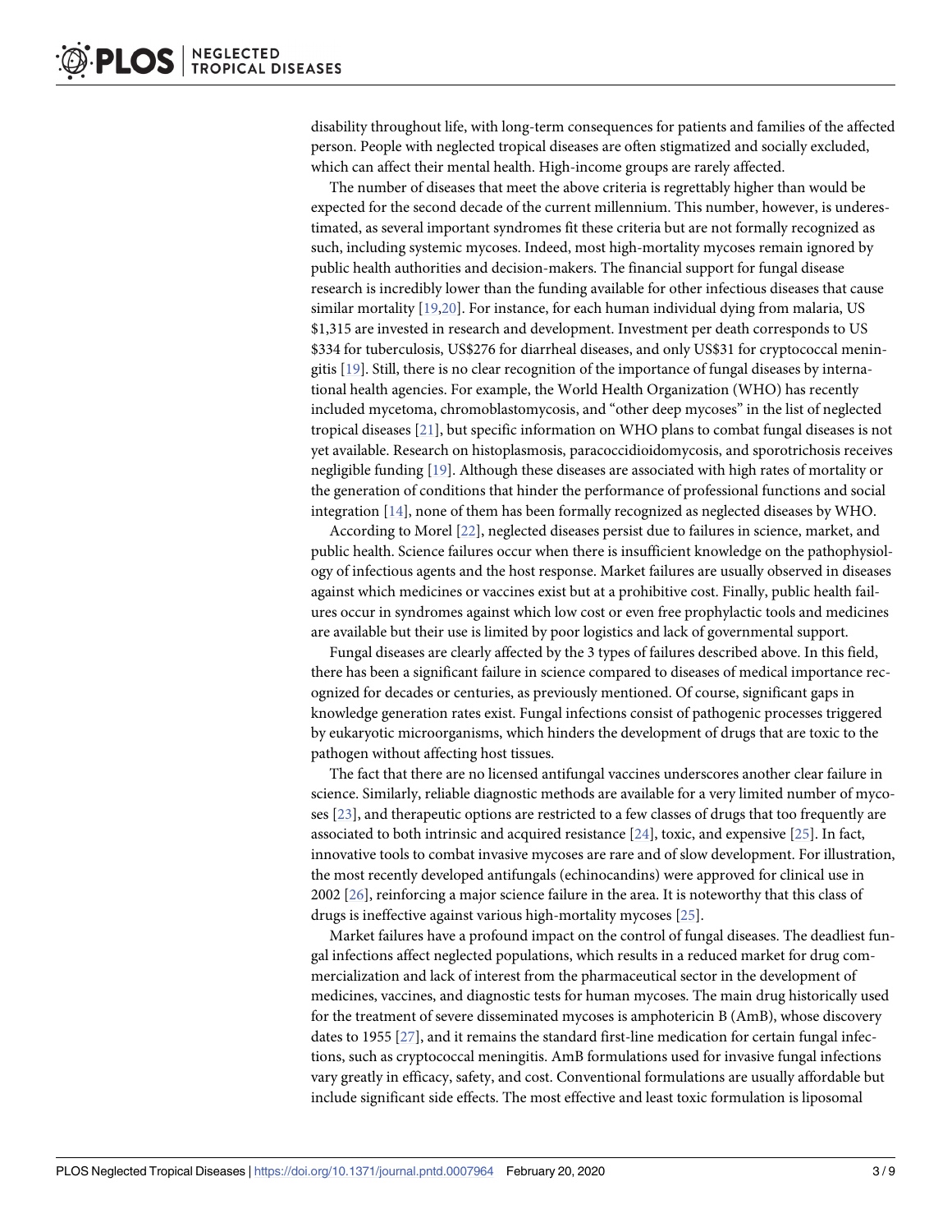disability throughout life, with long-term consequences for patients and families of the affected person. People with neglected tropical diseases are often stigmatized and socially excluded, which can affect their mental health. High-income groups are rarely affected.

The number of diseases that meet the above criteria is regrettably higher than would be expected for the second decade of the current millennium. This number, however, is underestimated, as several important syndromes fit these criteria but are not formally recognized as such, including systemic mycoses. Indeed, most high-mortality mycoses remain ignored by public health authorities and decision-makers. The financial support for fungal disease research is incredibly lower than the funding available for other infectious diseases that cause similar mortality [19,20]. For instance, for each human individual dying from malaria, US $1,315 are invested in research and development. Investment per death corresponds to US $334 for tuberculosis, US$276 for diarrheal diseases, and only US$31 for cryptococcal meningitis [19]. Still, there is no clear recognition of the importance of fungal diseases by international health agencies. For example, the World Health Organization (WHO) has recently included mycetoma, chromoblastomycosis, and "other deep mycoses" in the list of neglected tropical diseases [21], but specific information on WHO plans to combat fungal diseases is not yet available. Research on histoplasmosis, paracoccidioidomycosis, and sporotrichosis receives negligible funding [19]. Although these diseases are associated with high rates of mortality or the generation of conditions that hinder the performance of professional functions and social integration [14], none of them has been formally recognized as neglected diseases by WHO.

According to Morel [22], neglected diseases persist due to failures in science, market, and public health. Science failures occur when there is insufficient knowledge on the pathophysiology of infectious agents and the host response. Market failures are usually observed in diseases against which medicines or vaccines exist but at a prohibitive cost. Finally, public health failures occur in syndromes against which low cost or even free prophylactic tools and medicines are available but their use is limited by poor logistics and lack of governmental support.

Fungal diseases are clearly affected by the 3 types of failures described above. In this field, there has been a significant failure in science compared to diseases of medical importance recognized for decades or centuries, as previously mentioned. Of course, significant gaps in knowledge generation rates exist. Fungal infections consist of pathogenic processes triggered by eukaryotic microorganisms, which hinders the development of drugs that are toxic to the pathogen without affecting host tissues.

The fact that there are no licensed antifungal vaccines underscores another clear failure in science. Similarly, reliable diagnostic methods are available for a very limited number of mycoses [23], and therapeutic options are restricted to a few classes of drugs that too frequently are associated to both intrinsic and acquired resistance [24], toxic, and expensive [25]. In fact, innovative tools to combat invasive mycoses are rare and of slow development. For illustration, the most recently developed antifungals (echinocandins) were approved for clinical use in 2002 [26], reinforcing a major science failure in the area. It is noteworthy that this class of drugs is ineffective against various high-mortality mycoses [25].

Market failures have a profound impact on the control of fungal diseases. The deadliest fungal infections affect neglected populations, which results in a reduced market for drug commercialization and lack of interest from the pharmaceutical sector in the development of medicines, vaccines, and diagnostic tests for human mycoses. The main drug historically used for the treatment of severe disseminated mycoses is amphotericin B (AmB), whose discovery dates to 1955 [27], and it remains the standard first-line medication for certain fungal infections, such as cryptococcal meningitis. AmB formulations used for invasive fungal infections vary greatly in efficacy, safety, and cost. Conventional formulations are usually affordable but include significant side effects. The most effective and least toxic formulation is liposomal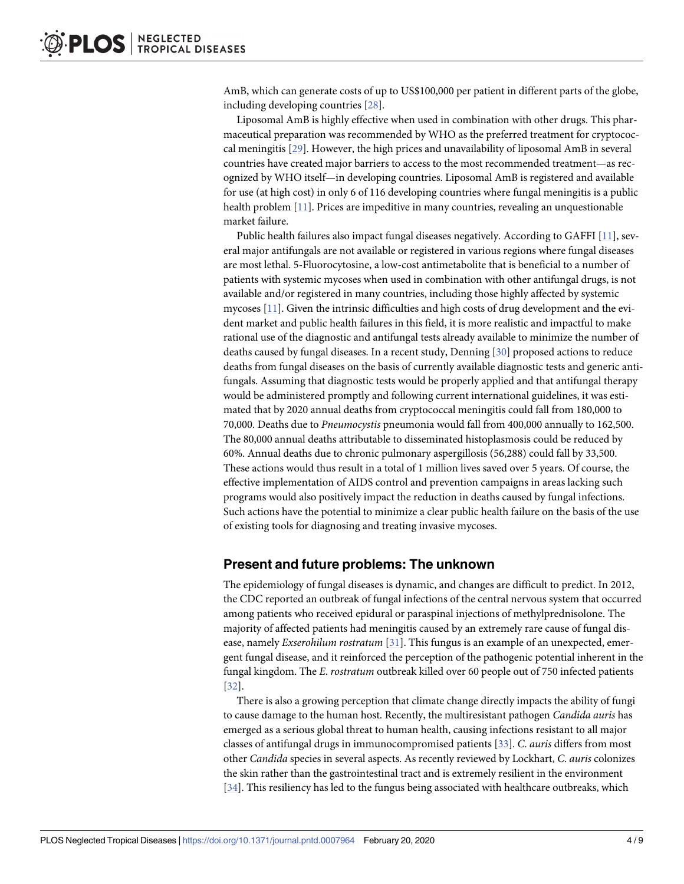AmB, which can generate costs of up to US$100,000 per patient in different parts of the globe, including developing countries [28].

Liposomal AmB is highly effective when used in combination with other drugs. This pharmaceutical preparation was recommended by WHO as the preferred treatment for cryptococcal meningitis [29]. However, the high prices and unavailability of liposomal AmB in several countries have created major barriers to access to the most recommended treatment—as recognized by WHO itself—in developing countries. Liposomal AmB is registered and available for use (at high cost) in only 6 of 116 developing countries where fungal meningitis is a public health problem [11]. Prices are impeditive in many countries, revealing an unquestionable market failure.

Public health failures also impact fungal diseases negatively. According to GAFFI [11], several major antifungals are not available or registered in various regions where fungal diseases are most lethal. 5-Fluorocytosine, a low-cost antimetabolite that is beneficial to a number of patients with systemic mycoses when used in combination with other antifungal drugs, is not available and/or registered in many countries, including those highly affected by systemic mycoses [11]. Given the intrinsic difficulties and high costs of drug development and the evident market and public health failures in this field, it is more realistic and impactful to make rational use of the diagnostic and antifungal tests already available to minimize the number of deaths caused by fungal diseases. In a recent study, Denning [30] proposed actions to reduce deaths from fungal diseases on the basis of currently available diagnostic tests and generic antifungals. Assuming that diagnostic tests would be properly applied and that antifungal therapy would be administered promptly and following current international guidelines, it was estimated that by 2020 annual deaths from cryptococcal meningitis could fall from 180,000 to 70,000. Deaths due to *Pneumocystis* pneumonia would fall from 400,000 annually to 162,500. The 80,000 annual deaths attributable to disseminated histoplasmosis could be reduced by 60%. Annual deaths due to chronic pulmonary aspergillosis (56,288) could fall by 33,500. These actions would thus result in a total of 1 million lives saved over 5 years. Of course, the effective implementation of AIDS control and prevention campaigns in areas lacking such programs would also positively impact the reduction in deaths caused by fungal infections. Such actions have the potential to minimize a clear public health failure on the basis of the use of existing tools for diagnosing and treating invasive mycoses.

## Present and future problems: The unknown

The epidemiology of fungal diseases is dynamic, and changes are difficult to predict. In 2012, the CDC reported an outbreak of fungal infections of the central nervous system that occurred among patients who received epidural or paraspinal injections of methylprednisolone. The majority of affected patients had meningitis caused by an extremely rare cause of fungal disease, namely *Exserohilum rostratum* [31]. This fungus is an example of an unexpected, emergent fungal disease, and it reinforced the perception of the pathogenic potential inherent in the fungal kingdom. The *E. rostratum* outbreak killed over 60 people out of 750 infected patients [32].

There is also a growing perception that climate change directly impacts the ability of fungi to cause damage to the human host. Recently, the multiresistant pathogen *Candida auris* has emerged as a serious global threat to human health, causing infections resistant to all major classes of antifungal drugs in immunocompromised patients [33]. *C. auris* differs from most other *Candida* species in several aspects. As recently reviewed by Lockhart, *C. auris* colonizes the skin rather than the gastrointestinal tract and is extremely resilient in the environment [34]. This resiliency has led to the fungus being associated with healthcare outbreaks, which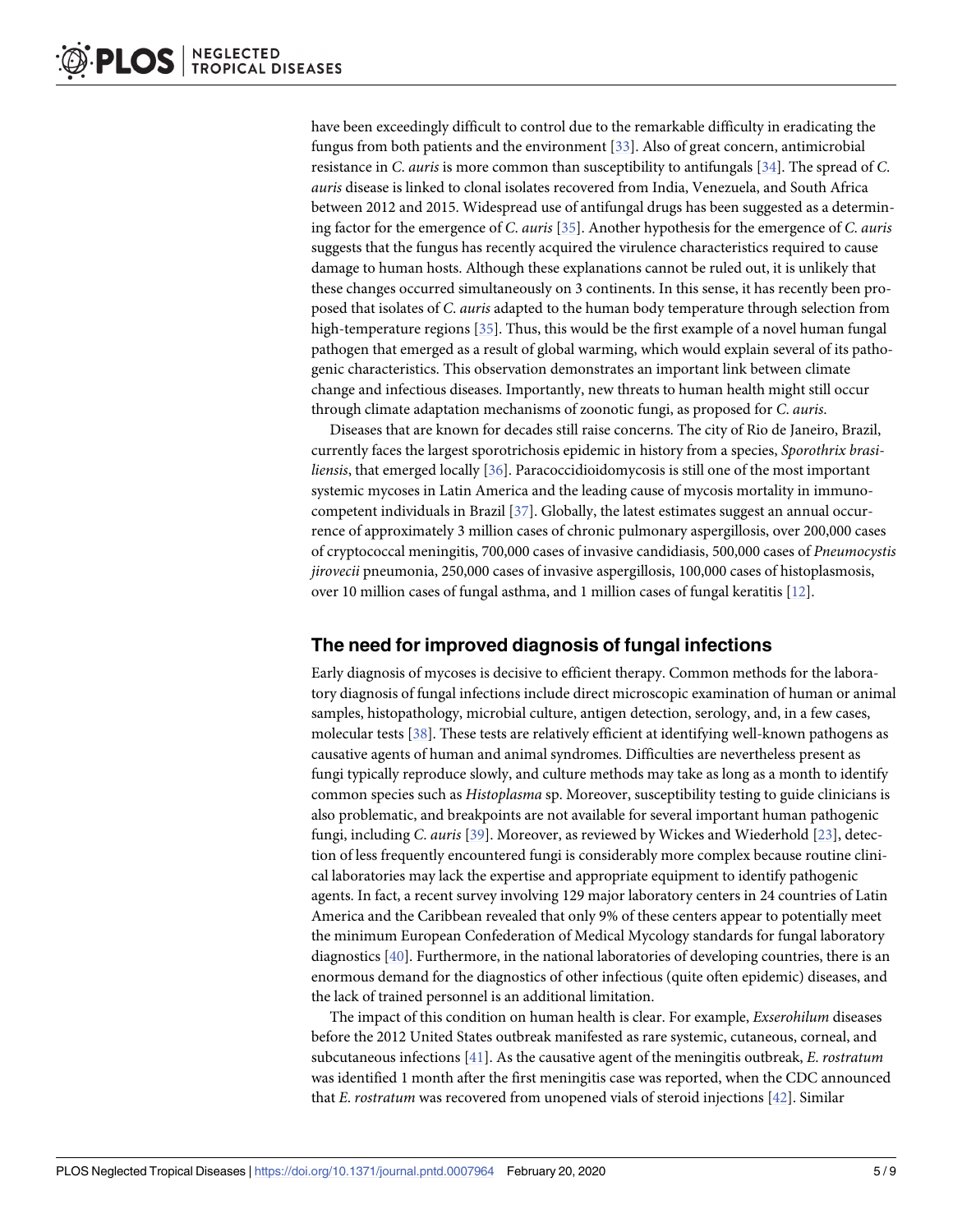have been exceedingly difficult to control due to the remarkable difficulty in eradicating the fungus from both patients and the environment [33]. Also of great concern, antimicrobial resistance in *C. auris* is more common than susceptibility to antifungals [34]. The spread of *C. auris* disease is linked to clonal isolates recovered from India, Venezuela, and South Africa between 2012 and 2015. Widespread use of antifungal drugs has been suggested as a determining factor for the emergence of *C. auris* [35]. Another hypothesis for the emergence of *C. auris* suggests that the fungus has recently acquired the virulence characteristics required to cause damage to human hosts. Although these explanations cannot be ruled out, it is unlikely that these changes occurred simultaneously on 3 continents. In this sense, it has recently been proposed that isolates of *C. auris* adapted to the human body temperature through selection from high-temperature regions [35]. Thus, this would be the first example of a novel human fungal pathogen that emerged as a result of global warming, which would explain several of its pathogenic characteristics. This observation demonstrates an important link between climate change and infectious diseases. Importantly, new threats to human health might still occur through climate adaptation mechanisms of zoonotic fungi, as proposed for *C. auris*.

Diseases that are known for decades still raise concerns. The city of Rio de Janeiro, Brazil, currently faces the largest sporotrichosis epidemic in history from a species, *Sporothrix brasiliensis*, that emerged locally [36]. Paracoccidioidomycosis is still one of the most important systemic mycoses in Latin America and the leading cause of mycosis mortality in immunocompetent individuals in Brazil [37]. Globally, the latest estimates suggest an annual occurrence of approximately 3 million cases of chronic pulmonary aspergillosis, over 200,000 cases of cryptococcal meningitis, 700,000 cases of invasive candidiasis, 500,000 cases of *Pneumocystis jirovecii* pneumonia, 250,000 cases of invasive aspergillosis, 100,000 cases of histoplasmosis, over 10 million cases of fungal asthma, and 1 million cases of fungal keratitis [12].

## The need for improved diagnosis of fungal infections

Early diagnosis of mycoses is decisive to efficient therapy. Common methods for the laboratory diagnosis of fungal infections include direct microscopic examination of human or animal samples, histopathology, microbial culture, antigen detection, serology, and, in a few cases, molecular tests [38]. These tests are relatively efficient at identifying well-known pathogens as causative agents of human and animal syndromes. Difficulties are nevertheless present as fungi typically reproduce slowly, and culture methods may take as long as a month to identify common species such as *Histoplasma* sp. Moreover, susceptibility testing to guide clinicians is also problematic, and breakpoints are not available for several important human pathogenic fungi, including *C. auris* [39]. Moreover, as reviewed by Wickes and Wiederhold [23], detection of less frequently encountered fungi is considerably more complex because routine clinical laboratories may lack the expertise and appropriate equipment to identify pathogenic agents. In fact, a recent survey involving 129 major laboratory centers in 24 countries of Latin America and the Caribbean revealed that only 9% of these centers appear to potentially meet the minimum European Confederation of Medical Mycology standards for fungal laboratory diagnostics [40]. Furthermore, in the national laboratories of developing countries, there is an enormous demand for the diagnostics of other infectious (quite often epidemic) diseases, and the lack of trained personnel is an additional limitation.

The impact of this condition on human health is clear. For example, *Exserohilum* diseases before the 2012 United States outbreak manifested as rare systemic, cutaneous, corneal, and subcutaneous infections [41]. As the causative agent of the meningitis outbreak, *E. rostratum* was identified 1 month after the first meningitis case was reported, when the CDC announced that *E. rostratum* was recovered from unopened vials of steroid injections [42]. Similar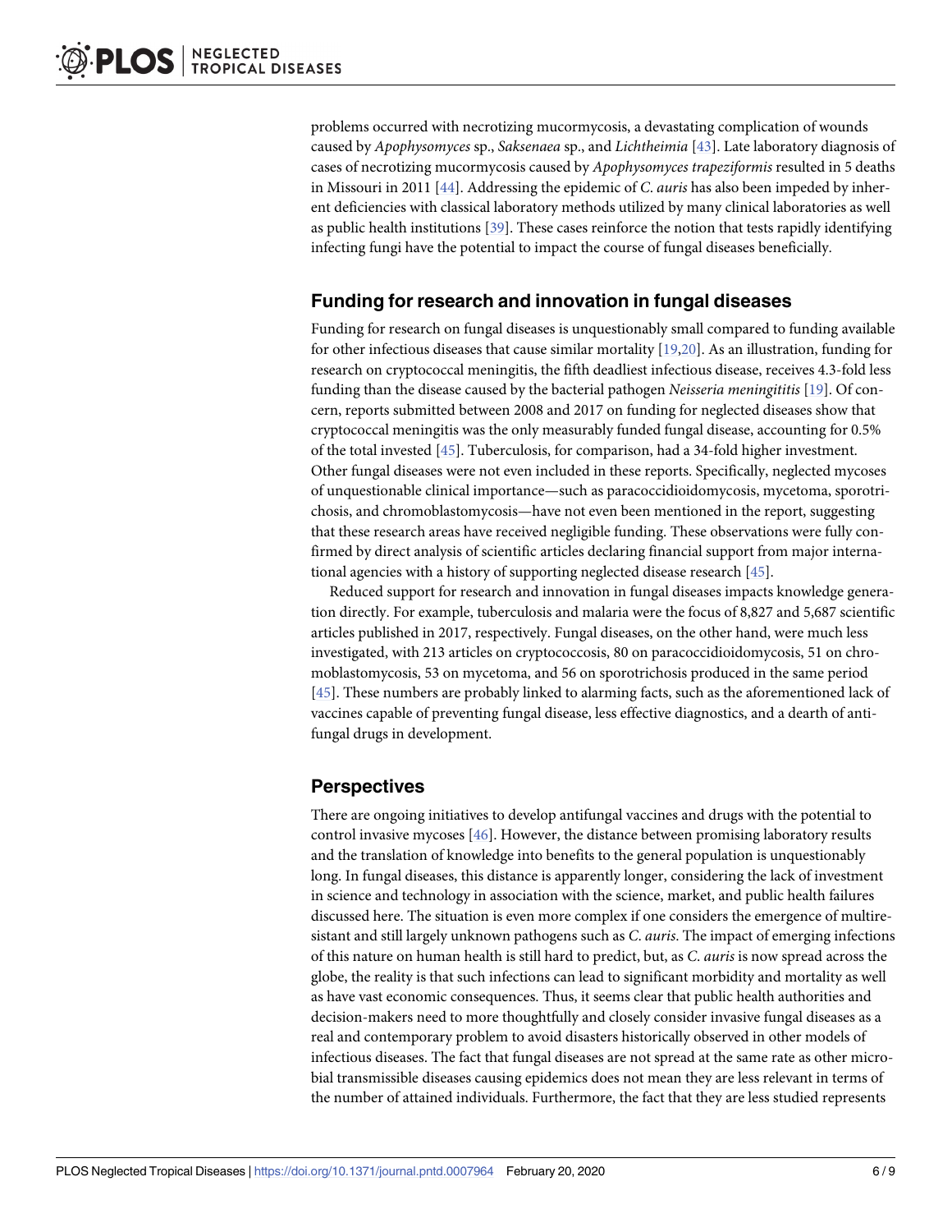problems occurred with necrotizing mucormycosis, a devastating complication of wounds caused by *Apophysomyces* sp., *Saksenaea* sp., and *Lichtheimia* [43]. Late laboratory diagnosis of cases of necrotizing mucormycosis caused by *Apophysomyces trapeziformis* resulted in 5 deaths in Missouri in 2011 [44]. Addressing the epidemic of *C*. *auris* has also been impeded by inherent deficiencies with classical laboratory methods utilized by many clinical laboratories as well as public health institutions [39]. These cases reinforce the notion that tests rapidly identifying infecting fungi have the potential to impact the course of fungal diseases beneficially.

## Funding for research and innovation in fungal diseases

Funding for research on fungal diseases is unquestionably small compared to funding available for other infectious diseases that cause similar mortality [19,20]. As an illustration, funding for research on cryptococcal meningitis, the fifth deadliest infectious disease, receives 4.3-fold less funding than the disease caused by the bacterial pathogen *Neisseria meningititis* [19]. Of concern, reports submitted between 2008 and 2017 on funding for neglected diseases show that cryptococcal meningitis was the only measurably funded fungal disease, accounting for 0.5% of the total invested [45]. Tuberculosis, for comparison, had a 34-fold higher investment. Other fungal diseases were not even included in these reports. Specifically, neglected mycoses of unquestionable clinical importance—such as paracoccidioidomycosis, mycetoma, sporotrichosis, and chromoblastomycosis—have not even been mentioned in the report, suggesting that these research areas have received negligible funding. These observations were fully confirmed by direct analysis of scientific articles declaring financial support from major international agencies with a history of supporting neglected disease research [45].

Reduced support for research and innovation in fungal diseases impacts knowledge generation directly. For example, tuberculosis and malaria were the focus of 8,827 and 5,687 scientific articles published in 2017, respectively. Fungal diseases, on the other hand, were much less investigated, with 213 articles on cryptococcosis, 80 on paracoccidioidomycosis, 51 on chromoblastomycosis, 53 on mycetoma, and 56 on sporotrichosis produced in the same period [45]. These numbers are probably linked to alarming facts, such as the aforementioned lack of vaccines capable of preventing fungal disease, less effective diagnostics, and a dearth of antifungal drugs in development.

## Perspectives

There are ongoing initiatives to develop antifungal vaccines and drugs with the potential to control invasive mycoses [46]. However, the distance between promising laboratory results and the translation of knowledge into benefits to the general population is unquestionably long. In fungal diseases, this distance is apparently longer, considering the lack of investment in science and technology in association with the science, market, and public health failures discussed here. The situation is even more complex if one considers the emergence of multiresistant and still largely unknown pathogens such as *C*. *auris*. The impact of emerging infections of this nature on human health is still hard to predict, but, as *C*. *auris* is now spread across the globe, the reality is that such infections can lead to significant morbidity and mortality as well as have vast economic consequences. Thus, it seems clear that public health authorities and decision-makers need to more thoughtfully and closely consider invasive fungal diseases as a real and contemporary problem to avoid disasters historically observed in other models of infectious diseases. The fact that fungal diseases are not spread at the same rate as other microbial transmissible diseases causing epidemics does not mean they are less relevant in terms of the number of attained individuals. Furthermore, the fact that they are less studied represents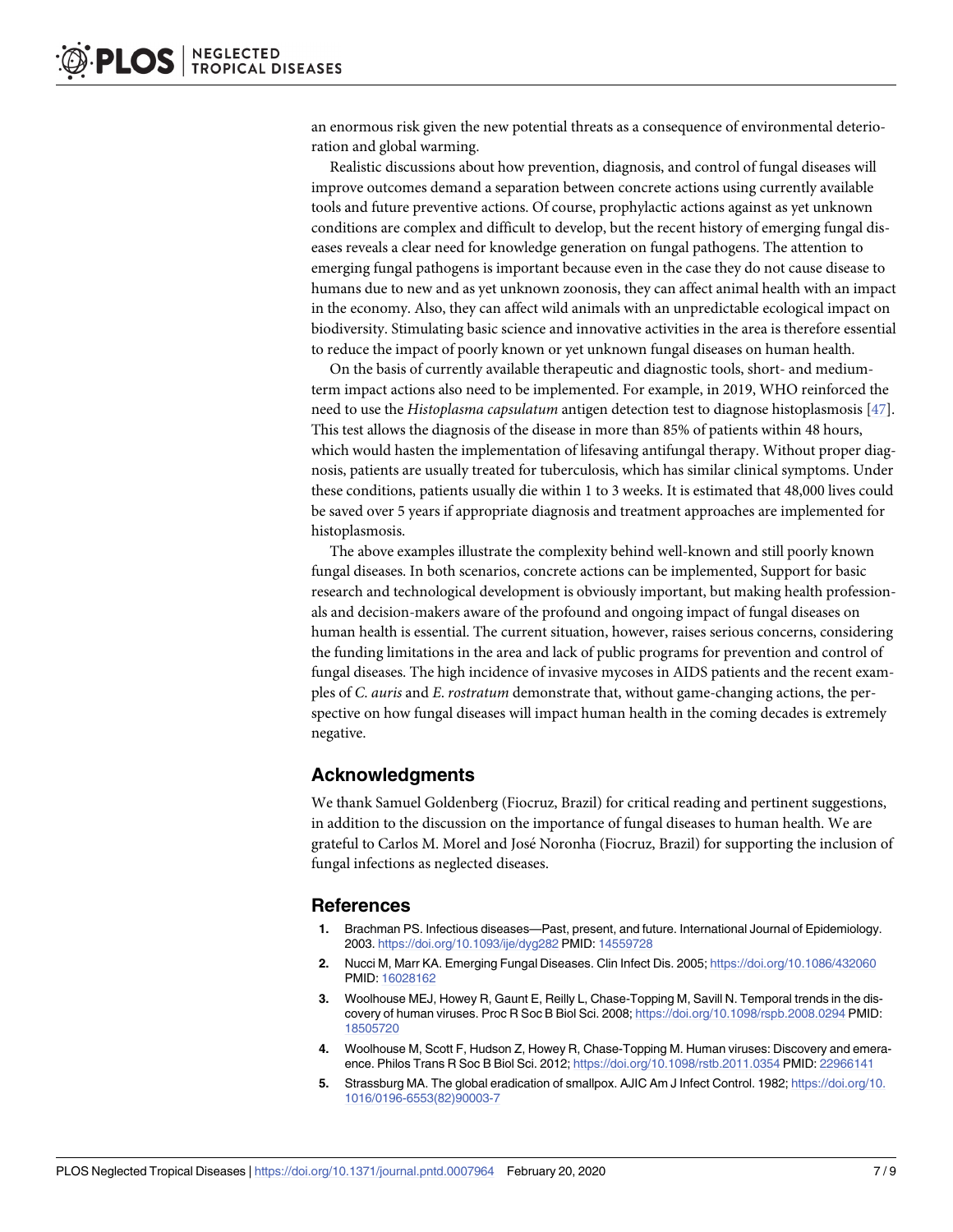an enormous risk given the new potential threats as a consequence of environmental deterioration and global warming.

Realistic discussions about how prevention, diagnosis, and control of fungal diseases will improve outcomes demand a separation between concrete actions using currently available tools and future preventive actions. Of course, prophylactic actions against as yet unknown conditions are complex and difficult to develop, but the recent history of emerging fungal diseases reveals a clear need for knowledge generation on fungal pathogens. The attention to emerging fungal pathogens is important because even in the case they do not cause disease to humans due to new and as yet unknown zoonosis, they can affect animal health with an impact in the economy. Also, they can affect wild animals with an unpredictable ecological impact on biodiversity. Stimulating basic science and innovative activities in the area is therefore essential to reduce the impact of poorly known or yet unknown fungal diseases on human health.

On the basis of currently available therapeutic and diagnostic tools, short- and medium-term impact actions also need to be implemented. For example, in 2019, WHO reinforced the need to use the *Histoplasma capsulatum* antigen detection test to diagnose histoplasmosis [47]. This test allows the diagnosis of the disease in more than 85% of patients within 48 hours, which would hasten the implementation of lifesaving antifungal therapy. Without proper diagnosis, patients are usually treated for tuberculosis, which has similar clinical symptoms. Under these conditions, patients usually die within 1 to 3 weeks. It is estimated that 48,000 lives could be saved over 5 years if appropriate diagnosis and treatment approaches are implemented for histoplasmosis.

The above examples illustrate the complexity behind well-known and still poorly known fungal diseases. In both scenarios, concrete actions can be implemented, Support for basic research and technological development is obviously important, but making health professionals and decision-makers aware of the profound and ongoing impact of fungal diseases on human health is essential. The current situation, however, raises serious concerns, considering the funding limitations in the area and lack of public programs for prevention and control of fungal diseases. The high incidence of invasive mycoses in AIDS patients and the recent examples of *C. auris* and *E. rostratum* demonstrate that, without game-changing actions, the perspective on how fungal diseases will impact human health in the coming decades is extremely negative.

## Acknowledgments

We thank Samuel Goldenberg (Fiocruz, Brazil) for critical reading and pertinent suggestions, in addition to the discussion on the importance of fungal diseases to human health. We are grateful to Carlos M. Morel and José Noronha (Fiocruz, Brazil) for supporting the inclusion of fungal infections as neglected diseases.

## References

1. Brachman PS. Infectious diseases—Past, present, and future. International Journal of Epidemiology. 2003. https://doi.org/10.1093/ije/dyg282 PMID: 14559728
2. Nucci M, Marr KA. Emerging Fungal Diseases. Clin Infect Dis. 2005; https://doi.org/10.1086/432060 PMID: 16028162
3. Woolhouse MEJ, Howey R, Gaunt E, Reilly L, Chase-Topping M, Savill N. Temporal trends in the discovery of human viruses. Proc R Soc B Biol Sci. 2008; https://doi.org/10.1098/rspb.2008.0294 PMID: 18505720
4. Woolhouse M, Scott F, Hudson Z, Howey R, Chase-Topping M. Human viruses: Discovery and emeraence. Philos Trans R Soc B Biol Sci. 2012; https://doi.org/10.1098/rstb.2011.0354 PMID: 22966141
5. Strassburg MA. The global eradication of smallpox. AJIC Am J Infect Control. 1982; https://doi.org/10.1016/0196-6553(82)90003-7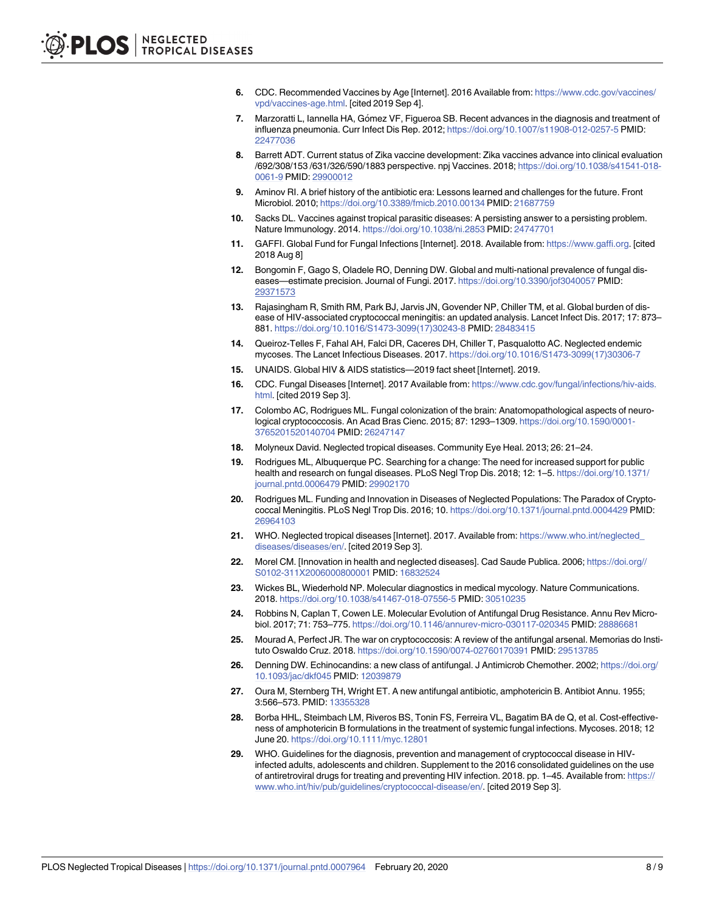6. CDC. Recommended Vaccines by Age [Internet]. 2016 Available from: https://www.cdc.gov/vaccines/vpd/vaccines-age.html. [cited 2019 Sep 4].
7. Marzoratti L, Iannella HA, Gómez VF, Figueroa SB. Recent advances in the diagnosis and treatment of influenza pneumonia. Curr Infect Dis Rep. 2012; https://doi.org/10.1007/s11908-012-0257-5 PMID: 22477036
8. Barrett ADT. Current status of Zika vaccine development: Zika vaccines advance into clinical evaluation /692/308/153 /631/326/590/1883 perspective. npj Vaccines. 2018; https://doi.org/10.1038/s41541-018-0061-9 PMID: 29900012
9. Aminov RI. A brief history of the antibiotic era: Lessons learned and challenges for the future. Front Microbiol. 2010; https://doi.org/10.3389/fmicb.2010.00134 PMID: 21687759
10. Sacks DL. Vaccines against tropical parasitic diseases: A persisting answer to a persisting problem. Nature Immunology. 2014. https://doi.org/10.1038/ni.2853 PMID: 24747701
11. GAFFI. Global Fund for Fungal Infections [Internet]. 2018. Available from: https://www.gaffi.org. [cited 2018 Aug 8]
12. Bongomin F, Gago S, Oladele RO, Denning DW. Global and multi-national prevalence of fungal diseases—estimate precision. Journal of Fungi. 2017. https://doi.org/10.3390/jof3040057 PMID: 29371573
13. Rajasingham R, Smith RM, Park BJ, Jarvis JN, Govender NP, Chiller TM, et al. Global burden of disease of HIV-associated cryptococcal meningitis: an updated analysis. Lancet Infect Dis. 2017; 17: 873–881. https://doi.org/10.1016/S1473-3099(17)30243-8 PMID: 28483415
14. Queiroz-Telles F, Fahal AH, Falci DR, Caceres DH, Chiller T, Pasqualotto AC. Neglected endemic mycoses. The Lancet Infectious Diseases. 2017. https://doi.org/10.1016/S1473-3099(17)30306-7
15. UNAIDS. Global HIV & AIDS statistics—2019 fact sheet [Internet]. 2019.
16. CDC. Fungal Diseases [Internet]. 2017 Available from: https://www.cdc.gov/fungal/infections/hiv-aids.html. [cited 2019 Sep 3].
17. Colombo AC, Rodrigues ML. Fungal colonization of the brain: Anatomopathological aspects of neurological cryptococcosis. An Acad Bras Cienc. 2015; 87: 1293–1309. https://doi.org/10.1590/0001-3765201520140704 PMID: 26247147
18. Molyneux David. Neglected tropical diseases. Community Eye Heal. 2013; 26: 21–24.
19. Rodrigues ML, Albuquerque PC. Searching for a change: The need for increased support for public health and research on fungal diseases. PLoS Negl Trop Dis. 2018; 12: 1–5. https://doi.org/10.1371/journal.pntd.0006479 PMID: 29902170
20. Rodrigues ML. Funding and Innovation in Diseases of Neglected Populations: The Paradox of Cryptococcal Meningitis. PLoS Negl Trop Dis. 2016; 10. https://doi.org/10.1371/journal.pntd.0004429 PMID: 26964103
21. WHO. Neglected tropical diseases [Internet]. 2017. Available from: https://www.who.int/neglected_diseases/diseases/en/. [cited 2019 Sep 3].
22. Morel CM. [Innovation in health and neglected diseases]. Cad Saude Publica. 2006; https://doi.org//S0102-311X2006000800001 PMID: 16832524
23. Wickes BL, Wiederhold NP. Molecular diagnostics in medical mycology. Nature Communications. 2018. https://doi.org/10.1038/s41467-018-07556-5 PMID: 30510235
24. Robbins N, Caplan T, Cowen LE. Molecular Evolution of Antifungal Drug Resistance. Annu Rev Microbiol. 2017; 71: 753–775. https://doi.org/10.1146/annurev-micro-030117-020345 PMID: 28886681
25. Mourad A, Perfect JR. The war on cryptococcosis: A review of the antifungal arsenal. Memorias do Instituto Oswaldo Cruz. 2018. https://doi.org/10.1590/0074-02760170391 PMID: 29513785
26. Denning DW. Echinocandins: a new class of antifungal. J Antimicrob Chemother. 2002; https://doi.org/10.1093/jac/dkf045 PMID: 12039879
27. Oura M, Sternberg TH, Wright ET. A new antifungal antibiotic, amphotericin B. Antibiot Annu. 1955; 3:566–573. PMID: 13355328
28. Borba HHL, Steimbach LM, Riveros BS, Tonin FS, Ferreira VL, Bagatim BA de Q, et al. Cost-effectiveness of amphotericin B formulations in the treatment of systemic fungal infections. Mycoses. 2018; 12 June 20. https://doi.org/10.1111/myc.12801
29. WHO. Guidelines for the diagnosis, prevention and management of cryptococcal disease in HIV-infected adults, adolescents and children. Supplement to the 2016 consolidated guidelines on the use of antiretroviral drugs for treating and preventing HIV infection. 2018. pp. 1–45. Available from: https://www.who.int/hiv/pub/guidelines/cryptococcal-disease/en/. [cited 2019 Sep 3].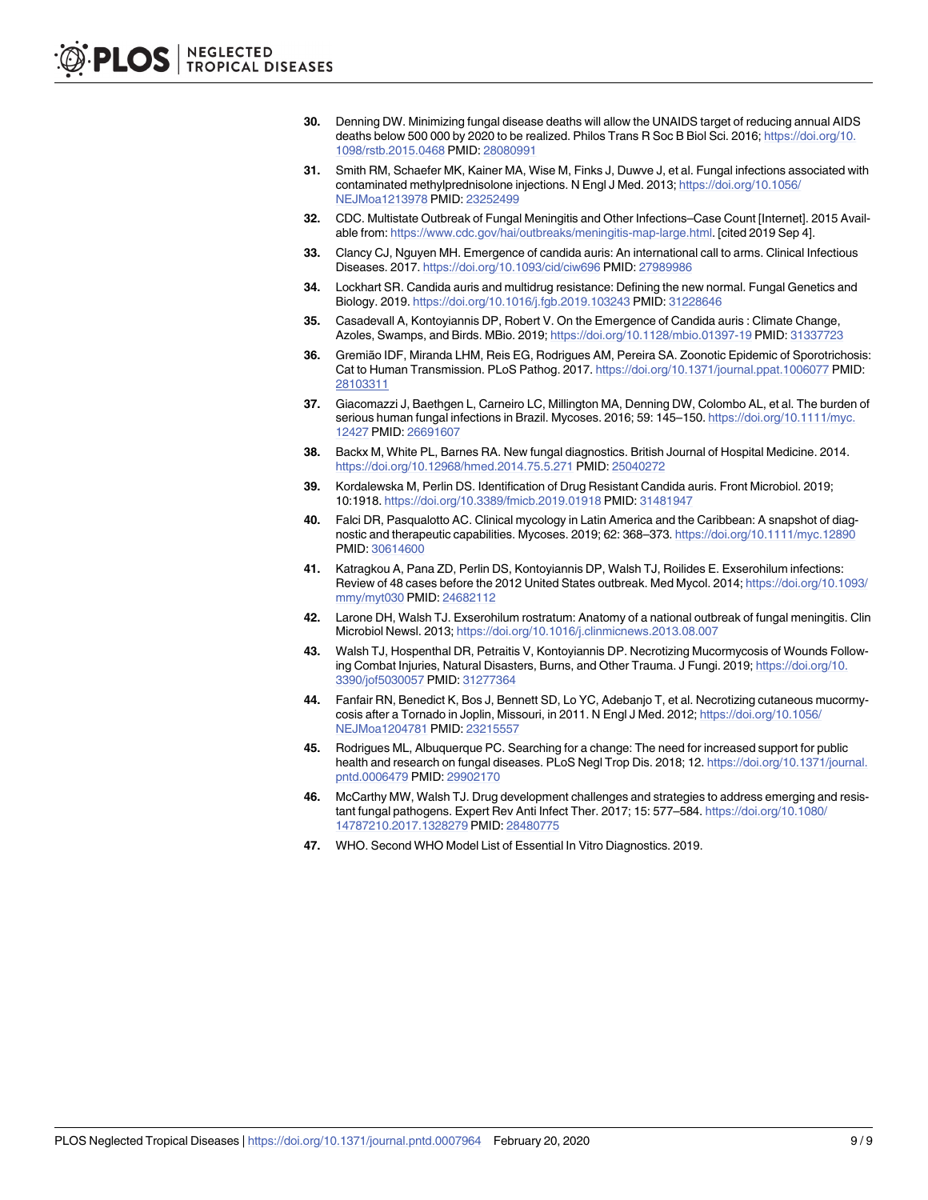30. Denning DW. Minimizing fungal disease deaths will allow the UNAIDS target of reducing annual AIDS deaths below 500 000 by 2020 to be realized. Philos Trans R Soc B Biol Sci. 2016; https://doi.org/10.1098/rstb.2015.0468 PMID: 28080991

31. Smith RM, Schaefer MK, Kainer MA, Wise M, Finks J, Duwve J, et al. Fungal infections associated with contaminated methylprednisolone injections. N Engl J Med. 2013; https://doi.org/10.1056/NEJMoa1213978 PMID: 23252499

32. CDC. Multistate Outbreak of Fungal Meningitis and Other Infections–Case Count [Internet]. 2015 Available from: https://www.cdc.gov/hai/outbreaks/meningitis-map-large.html. [cited 2019 Sep 4].

33. Clancy CJ, Nguyen MH. Emergence of candida auris: An international call to arms. Clinical Infectious Diseases. 2017. https://doi.org/10.1093/cid/ciw696 PMID: 27989986

34. Lockhart SR. Candida auris and multidrug resistance: Defining the new normal. Fungal Genetics and Biology. 2019. https://doi.org/10.1016/j.fgb.2019.103243 PMID: 31228646

35. Casadevall A, Kontoyiannis DP, Robert V. On the Emergence of Candida auris : Climate Change, Azoles, Swamps, and Birds. MBio. 2019; https://doi.org/10.1128/mbio.01397-19 PMID: 31337723

36. Gremião IDF, Miranda LHM, Reis EG, Rodrigues AM, Pereira SA. Zoonotic Epidemic of Sporotrichosis: Cat to Human Transmission. PLoS Pathog. 2017. https://doi.org/10.1371/journal.ppat.1006077 PMID: 28103311

37. Giacomazzi J, Baethgen L, Carneiro LC, Millington MA, Denning DW, Colombo AL, et al. The burden of serious human fungal infections in Brazil. Mycoses. 2016; 59: 145–150. https://doi.org/10.1111/myc.12427 PMID: 26691607

38. Backx M, White PL, Barnes RA. New fungal diagnostics. British Journal of Hospital Medicine. 2014. https://doi.org/10.12968/hmed.2014.75.5.271 PMID: 25040272

39. Kordalewska M, Perlin DS. Identification of Drug Resistant Candida auris. Front Microbiol. 2019; 10:1918. https://doi.org/10.3389/fmicb.2019.01918 PMID: 31481947

40. Falci DR, Pasqualotto AC. Clinical mycology in Latin America and the Caribbean: A snapshot of diagnostic and therapeutic capabilities. Mycoses. 2019; 62: 368–373. https://doi.org/10.1111/myc.12890 PMID: 30614600

41. Katragkou A, Pana ZD, Perlin DS, Kontoyiannis DP, Walsh TJ, Roilides E. Exserohilum infections: Review of 48 cases before the 2012 United States outbreak. Med Mycol. 2014; https://doi.org/10.1093/mmy/myt030 PMID: 24682112

42. Larone DH, Walsh TJ. Exserohilum rostratum: Anatomy of a national outbreak of fungal meningitis. Clin Microbiol Newsl. 2013; https://doi.org/10.1016/j.clinmicnews.2013.08.007

43. Walsh TJ, Hospenthal DR, Petraitis V, Kontoyiannis DP. Necrotizing Mucormycosis of Wounds Following Combat Injuries, Natural Disasters, Burns, and Other Trauma. J Fungi. 2019; https://doi.org/10.3390/jof5030057 PMID: 31277364

44. Fanfair RN, Benedict K, Bos J, Bennett SD, Lo YC, Adebanjo T, et al. Necrotizing cutaneous mucormycosis after a Tornado in Joplin, Missouri, in 2011. N Engl J Med. 2012; https://doi.org/10.1056/NEJMoa1204781 PMID: 23215557

45. Rodrigues ML, Albuquerque PC. Searching for a change: The need for increased support for public health and research on fungal diseases. PLoS Negl Trop Dis. 2018; 12. https://doi.org/10.1371/journal.pntd.0006479 PMID: 29902170

46. McCarthy MW, Walsh TJ. Drug development challenges and strategies to address emerging and resistant fungal pathogens. Expert Rev Anti Infect Ther. 2017; 15: 577–584. https://doi.org/10.1080/14787210.2017.1328279 PMID: 28480775

47. WHO. Second WHO Model List of Essential In Vitro Diagnostics. 2019.